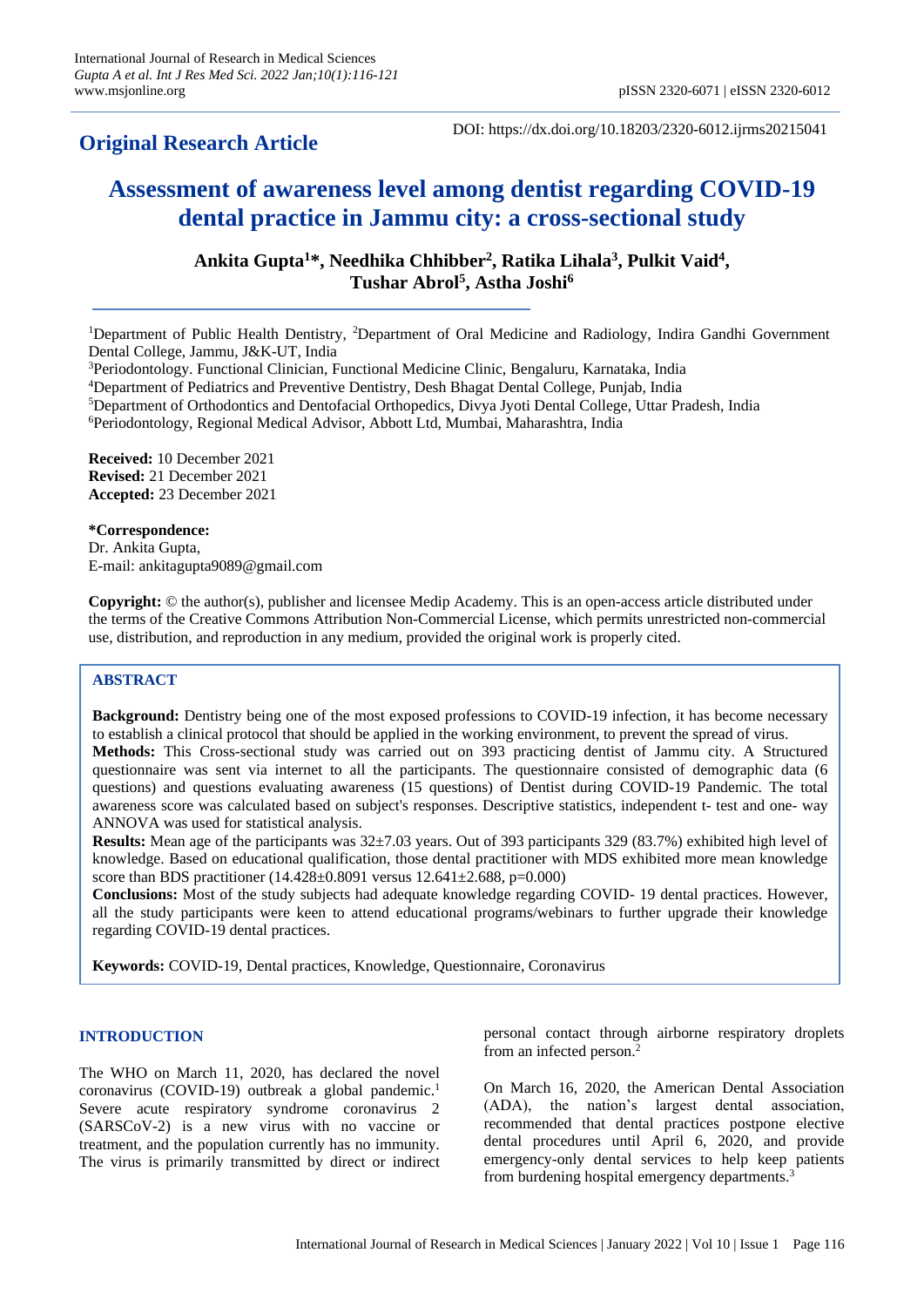**Original Research Article**

DOI: https://dx.doi.org/10.18203/2320-6012.ijrms20215041

# Assessment of awareness level among dentist regarding COVID-19 dental practice in Jammu city: a cross-sectional study

**Ankita Gupta[1]*, Needhika Chhibber[2], Ratika Lihala[3], Pulkit Vaid[4], Tushar Abrol[5], Astha Joshi[6]**

[1]Department of Public Health Dentistry, [2]Department of Oral Medicine and Radiology, Indira Gandhi Government Dental College, Jammu, J&K-UT, India

[3]Periodontology. Functional Clinician, Functional Medicine Clinic, Bengaluru, Karnataka, India

[4]Department of Pediatrics and Preventive Dentistry, Desh Bhagat Dental College, Punjab, India

[5]Department of Orthodontics and Dentofacial Orthopedics, Divya Jyoti Dental College, Uttar Pradesh, India

[6]Periodontology, Regional Medical Advisor, Abbott Ltd, Mumbai, Maharashtra, India

**Received:** 10 December 2021
**Revised:** 21 December 2021
**Accepted:** 23 December 2021

***Correspondence:**
Dr. Ankita Gupta,
E-mail: ankitagupta9089@gmail.com

**Copyright:** © the author(s), publisher and licensee Medip Academy. This is an open-access article distributed under the terms of the Creative Commons Attribution Non-Commercial License, which permits unrestricted non-commercial use, distribution, and reproduction in any medium, provided the original work is properly cited.

## ABSTRACT

**Background:** Dentistry being one of the most exposed professions to COVID-19 infection, it has become necessary to establish a clinical protocol that should be applied in the working environment, to prevent the spread of virus.

**Methods:** This Cross-sectional study was carried out on 393 practicing dentist of Jammu city. A Structured questionnaire was sent via internet to all the participants. The questionnaire consisted of demographic data (6 questions) and questions evaluating awareness (15 questions) of Dentist during COVID-19 Pandemic. The total awareness score was calculated based on subject's responses. Descriptive statistics, independent t- test and one- way ANNOVA was used for statistical analysis.

**Results:** Mean age of the participants was 32±7.03 years. Out of 393 participants 329 (83.7%) exhibited high level of knowledge. Based on educational qualification, those dental practitioner with MDS exhibited more mean knowledge score than BDS practitioner (14.428±0.8091 versus 12.641±2.688, p=0.000)

**Conclusions:** Most of the study subjects had adequate knowledge regarding COVID- 19 dental practices. However, all the study participants were keen to attend educational programs/webinars to further upgrade their knowledge regarding COVID-19 dental practices.

**Keywords:** COVID-19, Dental practices, Knowledge, Questionnaire, Coronavirus

## INTRODUCTION

The WHO on March 11, 2020, has declared the novel coronavirus (COVID-19) outbreak a global pandemic.[1] Severe acute respiratory syndrome coronavirus 2 (SARSCoV-2) is a new virus with no vaccine or treatment, and the population currently has no immunity. The virus is primarily transmitted by direct or indirect personal contact through airborne respiratory droplets from an infected person.[2]

On March 16, 2020, the American Dental Association (ADA), the nation's largest dental association, recommended that dental practices postpone elective dental procedures until April 6, 2020, and provide emergency-only dental services to help keep patients from burdening hospital emergency departments.[3]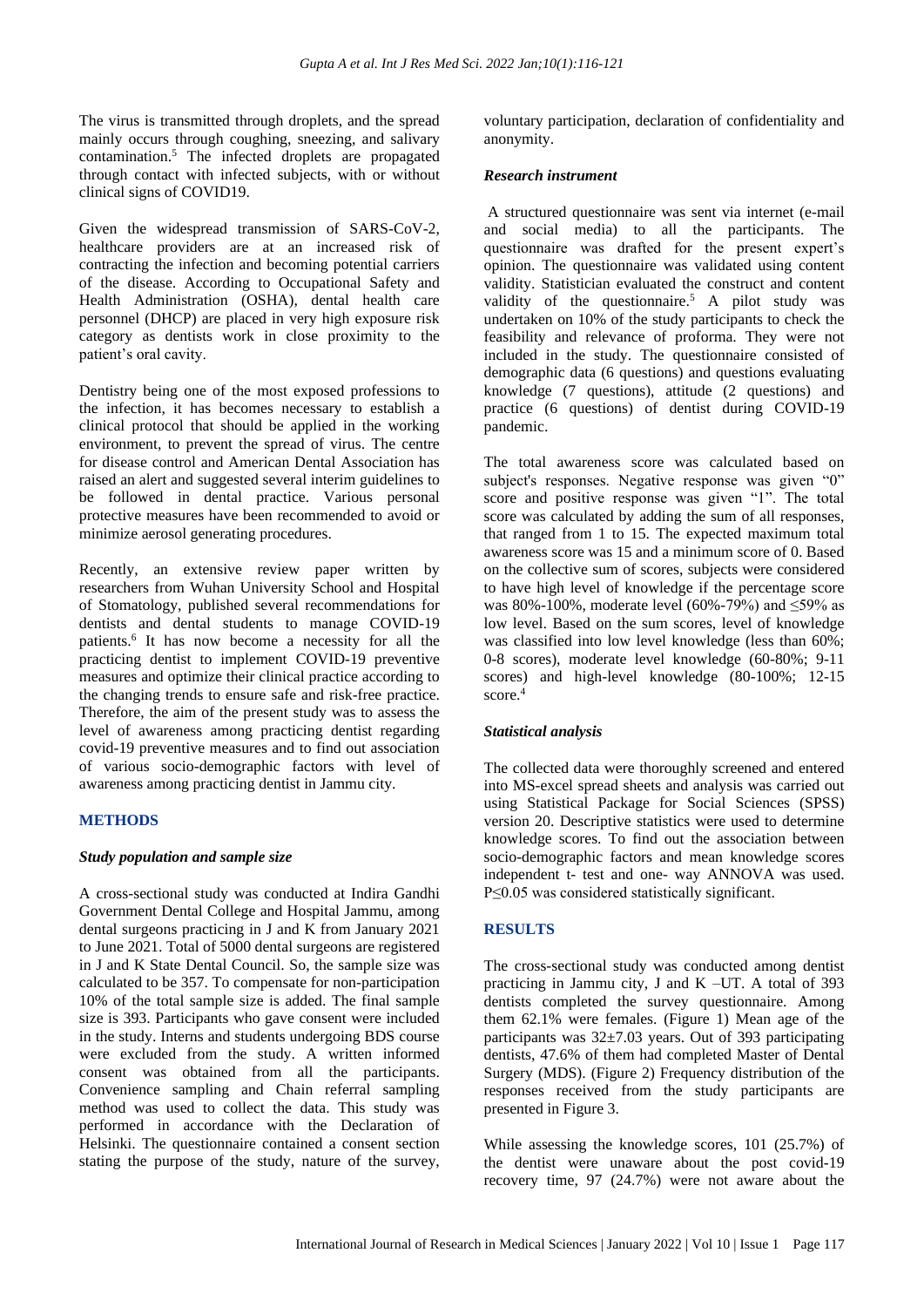The virus is transmitted through droplets, and the spread mainly occurs through coughing, sneezing, and salivary contamination.[5] The infected droplets are propagated through contact with infected subjects, with or without clinical signs of COVID19.

Given the widespread transmission of SARS-CoV-2, healthcare providers are at an increased risk of contracting the infection and becoming potential carriers of the disease. According to Occupational Safety and Health Administration (OSHA), dental health care personnel (DHCP) are placed in very high exposure risk category as dentists work in close proximity to the patient's oral cavity.

Dentistry being one of the most exposed professions to the infection, it has becomes necessary to establish a clinical protocol that should be applied in the working environment, to prevent the spread of virus. The centre for disease control and American Dental Association has raised an alert and suggested several interim guidelines to be followed in dental practice. Various personal protective measures have been recommended to avoid or minimize aerosol generating procedures.

Recently, an extensive review paper written by researchers from Wuhan University School and Hospital of Stomatology, published several recommendations for dentists and dental students to manage COVID-19 patients.[6] It has now become a necessity for all the practicing dentist to implement COVID-19 preventive measures and optimize their clinical practice according to the changing trends to ensure safe and risk-free practice. Therefore, the aim of the present study was to assess the level of awareness among practicing dentist regarding covid-19 preventive measures and to find out association of various socio-demographic factors with level of awareness among practicing dentist in Jammu city.

## METHODS

### *Study population and sample size*

A cross-sectional study was conducted at Indira Gandhi Government Dental College and Hospital Jammu, among dental surgeons practicing in J and K from January 2021 to June 2021. Total of 5000 dental surgeons are registered in J and K State Dental Council. So, the sample size was calculated to be 357. To compensate for non-participation 10% of the total sample size is added. The final sample size is 393. Participants who gave consent were included in the study. Interns and students undergoing BDS course were excluded from the study. A written informed consent was obtained from all the participants. Convenience sampling and Chain referral sampling method was used to collect the data. This study was performed in accordance with the Declaration of Helsinki. The questionnaire contained a consent section stating the purpose of the study, nature of the survey, voluntary participation, declaration of confidentiality and anonymity.

### *Research instrument*

A structured questionnaire was sent via internet (e-mail and social media) to all the participants. The questionnaire was drafted for the present expert's opinion. The questionnaire was validated using content validity. Statistician evaluated the construct and content validity of the questionnaire.[5] A pilot study was undertaken on 10% of the study participants to check the feasibility and relevance of proforma. They were not included in the study. The questionnaire consisted of demographic data (6 questions) and questions evaluating knowledge (7 questions), attitude (2 questions) and practice (6 questions) of dentist during COVID-19 pandemic.

The total awareness score was calculated based on subject's responses. Negative response was given "0" score and positive response was given "1". The total score was calculated by adding the sum of all responses, that ranged from 1 to 15. The expected maximum total awareness score was 15 and a minimum score of 0. Based on the collective sum of scores, subjects were considered to have high level of knowledge if the percentage score was 80%-100%, moderate level (60%-79%) and ≤59% as low level. Based on the sum scores, level of knowledge was classified into low level knowledge (less than 60%; 0-8 scores), moderate level knowledge (60-80%; 9-11 scores) and high-level knowledge (80-100%; 12-15 score.[4]

### *Statistical analysis*

The collected data were thoroughly screened and entered into MS-excel spread sheets and analysis was carried out using Statistical Package for Social Sciences (SPSS) version 20. Descriptive statistics were used to determine knowledge scores. To find out the association between socio-demographic factors and mean knowledge scores independent t- test and one- way ANNOVA was used. P≤0.05 was considered statistically significant.

## RESULTS

The cross-sectional study was conducted among dentist practicing in Jammu city, J and K –UT. A total of 393 dentists completed the survey questionnaire. Among them 62.1% were females. (Figure 1) Mean age of the participants was 32±7.03 years. Out of 393 participating dentists, 47.6% of them had completed Master of Dental Surgery (MDS). (Figure 2) Frequency distribution of the responses received from the study participants are presented in Figure 3.

While assessing the knowledge scores, 101 (25.7%) of the dentist were unaware about the post covid-19 recovery time, 97 (24.7%) were not aware about the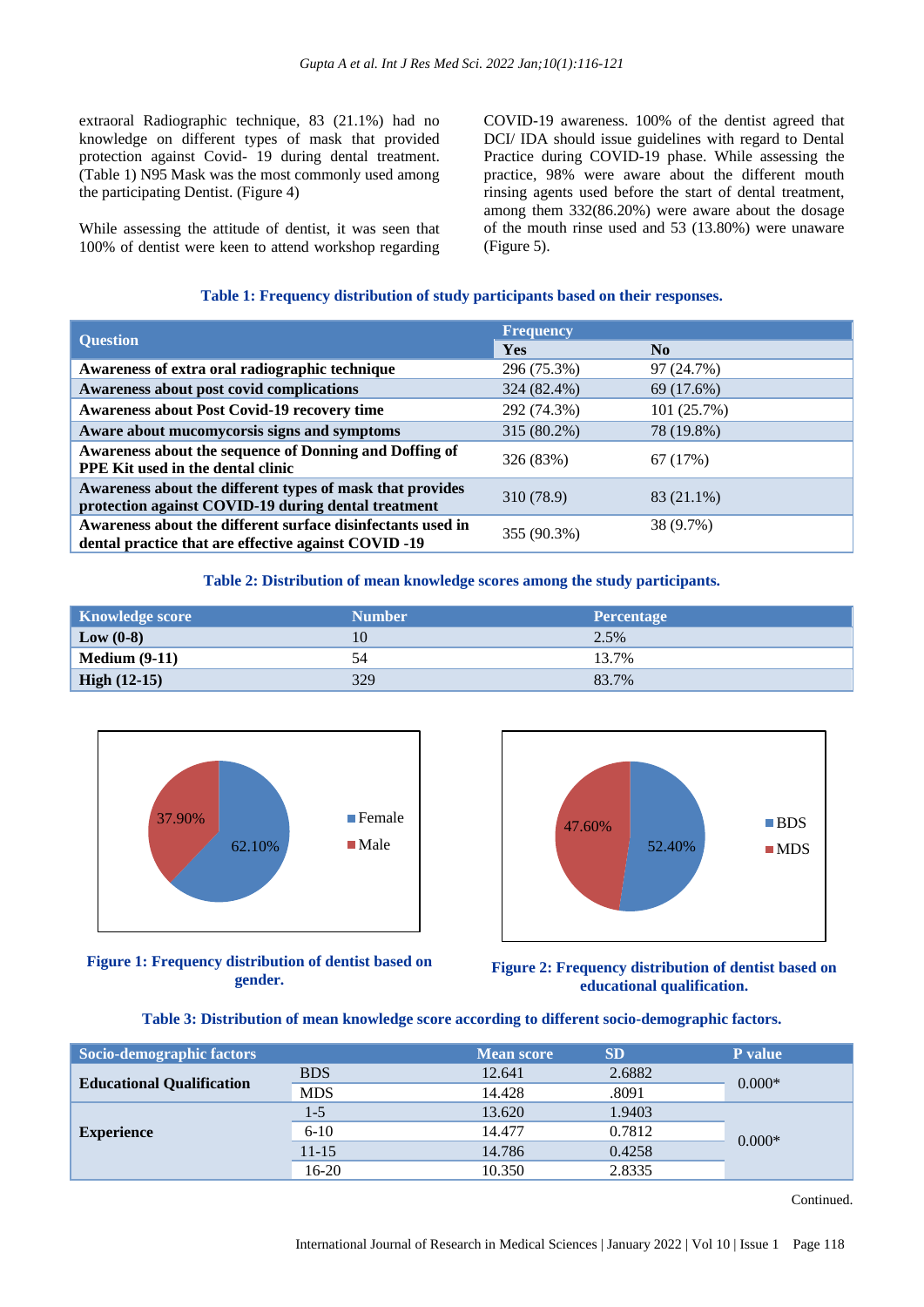extraoral Radiographic technique, 83 (21.1%) had no knowledge on different types of mask that provided protection against Covid- 19 during dental treatment. (Table 1) N95 Mask was the most commonly used among the participating Dentist. (Figure 4)

While assessing the attitude of dentist, it was seen that 100% of dentist were keen to attend workshop regarding COVID-19 awareness. 100% of the dentist agreed that DCI/ IDA should issue guidelines with regard to Dental Practice during COVID-19 phase. While assessing the practice, 98% were aware about the different mouth rinsing agents used before the start of dental treatment, among them 332(86.20%) were aware about the dosage of the mouth rinse used and 53 (13.80%) were unaware (Figure 5).

**Table 1: Frequency distribution of study participants based on their responses.**

| Question | Frequency | |
|---|---|---|
| | Yes | No |
| **Awareness of extra oral radiographic technique** | 296 (75.3%) | 97 (24.7%) |
| **Awareness about post covid complications** | 324 (82.4%) | 69 (17.6%) |
| **Awareness about Post Covid-19 recovery time** | 292 (74.3%) | 101 (25.7%) |
| **Aware about mucomycorsis signs and symptoms** | 315 (80.2%) | 78 (19.8%) |
| **Awareness about the sequence of Donning and Doffing of PPE Kit used in the dental clinic** | 326 (83%) | 67 (17%) |
| **Awareness about the different types of mask that provides protection against COVID-19 during dental treatment** | 310 (78.9) | 83 (21.1%) |
| **Awareness about the different surface disinfectants used in dental practice that are effective against COVID -19** | 355 (90.3%) | 38 (9.7%) |

**Table 2: Distribution of mean knowledge scores among the study participants.**

| Knowledge score | Number | Percentage |
|---|---|---|
| **Low (0-8)** | 10 | 2.5% |
| **Medium (9-11)** | 54 | 13.7% |
| **High (12-15)** | 329 | 83.7% |

**Figure 1: Frequency distribution of dentist based on gender.**

**Figure 2: Frequency distribution of dentist based on educational qualification.**

**Table 3: Distribution of mean knowledge score according to different socio-demographic factors.**

| Socio-demographic factors | | Mean score | SD | P value |
|---|---|---|---|---|
| **Educational Qualification** | BDS | 12.641 | 2.6882 | 0.000* |
| | MDS | 14.428 | .8091 | |
| **Experience** | 1-5 | 13.620 | 1.9403 | 0.000* |
| | 6-10 | 14.477 | 0.7812 | |
| | 11-15 | 14.786 | 0.4258 | |
| | 16-20 | 10.350 | 2.8335 | |

Continued.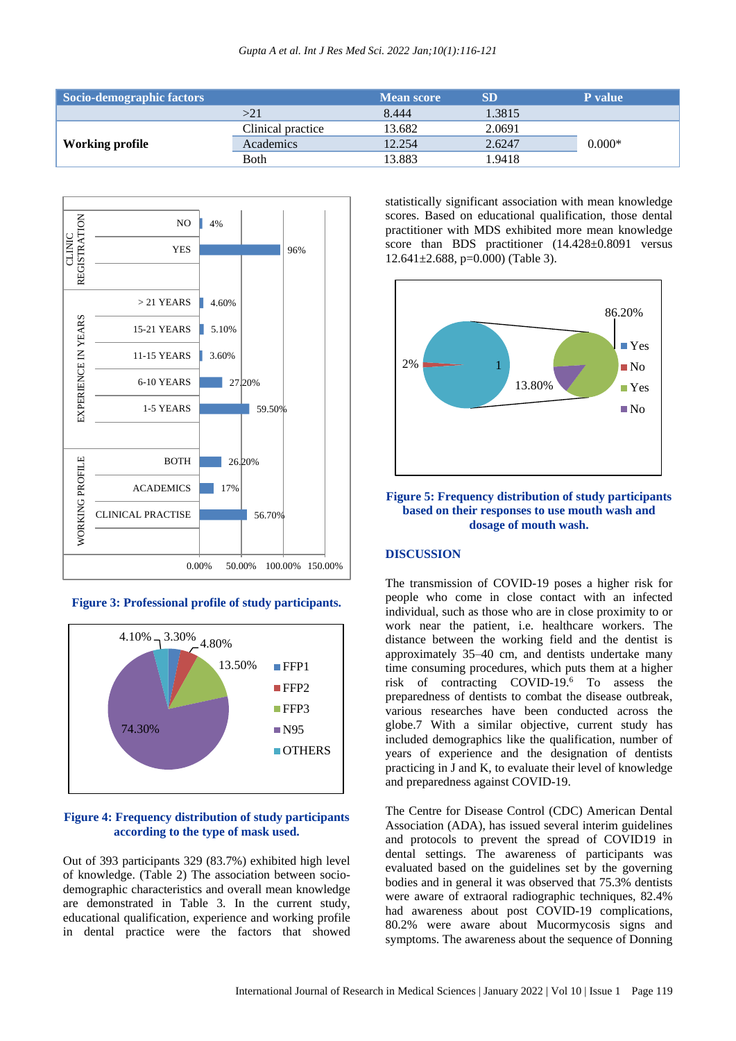| Socio-demographic factors | | Mean score | SD | P value |
|---|---|---|---|---|
| | >21 | 8.444 | 1.3815 | |
| Working profile | Clinical practice | 13.682 | 2.0691 | 0.000* |
| | Academics | 12.254 | 2.6247 | |
| | Both | 13.883 | 1.9418 | |

**Figure 3: Professional profile of study participants.**

**Figure 4: Frequency distribution of study participants according to the type of mask used.**

Out of 393 participants 329 (83.7%) exhibited high level of knowledge. (Table 2) The association between socio-demographic characteristics and overall mean knowledge are demonstrated in Table 3. In the current study, educational qualification, experience and working profile in dental practice were the factors that showed statistically significant association with mean knowledge scores. Based on educational qualification, those dental practitioner with MDS exhibited more mean knowledge score than BDS practitioner (14.428±0.8091 versus 12.641±2.688, p=0.000) (Table 3).

**Figure 5: Frequency distribution of study participants based on their responses to use mouth wash and dosage of mouth wash.**

## DISCUSSION

The transmission of COVID-19 poses a higher risk for people who come in close contact with an infected individual, such as those who are in close proximity to or work near the patient, i.e. healthcare workers. The distance between the working field and the dentist is approximately 35–40 cm, and dentists undertake many time consuming procedures, which puts them at a higher risk of contracting COVID-19.[6] To assess the preparedness of dentists to combat the disease outbreak, various researches have been conducted across the globe.7 With a similar objective, current study has included demographics like the qualification, number of years of experience and the designation of dentists practicing in J and K, to evaluate their level of knowledge and preparedness against COVID-19.

The Centre for Disease Control (CDC) American Dental Association (ADA), has issued several interim guidelines and protocols to prevent the spread of COVID19 in dental settings. The awareness of participants was evaluated based on the guidelines set by the governing bodies and in general it was observed that 75.3% dentists were aware of extraoral radiographic techniques, 82.4% had awareness about post COVID-19 complications, 80.2% were aware about Mucormycosis signs and symptoms. The awareness about the sequence of Donning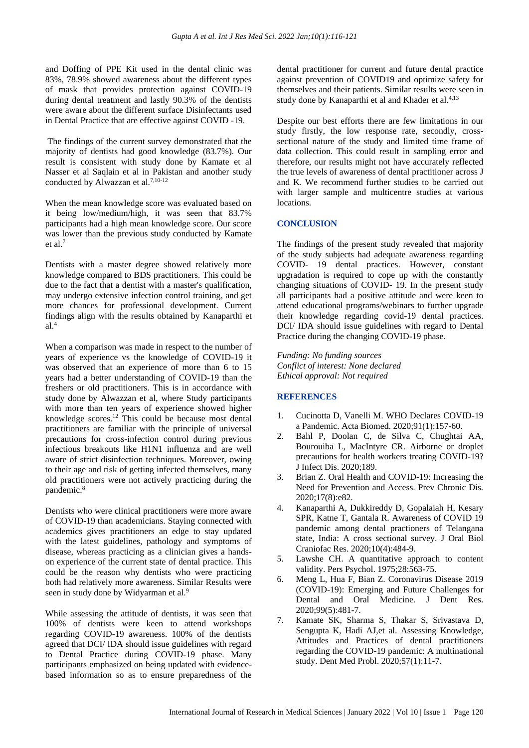and Doffing of PPE Kit used in the dental clinic was 83%, 78.9% showed awareness about the different types of mask that provides protection against COVID-19 during dental treatment and lastly 90.3% of the dentists were aware about the different surface Disinfectants used in Dental Practice that are effective against COVID -19.

The findings of the current survey demonstrated that the majority of dentists had good knowledge (83.7%). Our result is consistent with study done by Kamate et al Nasser et al Saqlain et al in Pakistan and another study conducted by Alwazzan et al.[7,10-12]

When the mean knowledge score was evaluated based on it being low/medium/high, it was seen that 83.7% participants had a high mean knowledge score. Our score was lower than the previous study conducted by Kamate et al.[7]

Dentists with a master degree showed relatively more knowledge compared to BDS practitioners. This could be due to the fact that a dentist with a master's qualification, may undergo extensive infection control training, and get more chances for professional development. Current findings align with the results obtained by Kanaparthi et al.[4]

When a comparison was made in respect to the number of years of experience vs the knowledge of COVID-19 it was observed that an experience of more than 6 to 15 years had a better understanding of COVID-19 than the freshers or old practitioners. This is in accordance with study done by Alwazzan et al, where Study participants with more than ten years of experience showed higher knowledge scores.[12] This could be because most dental practitioners are familiar with the principle of universal precautions for cross-infection control during previous infectious breakouts like H1N1 influenza and are well aware of strict disinfection techniques. Moreover, owing to their age and risk of getting infected themselves, many old practitioners were not actively practicing during the pandemic.[8]

Dentists who were clinical practitioners were more aware of COVID-19 than academicians. Staying connected with academics gives practitioners an edge to stay updated with the latest guidelines, pathology and symptoms of disease, whereas practicing as a clinician gives a hands-on experience of the current state of dental practice. This could be the reason why dentists who were practicing both had relatively more awareness. Similar Results were seen in study done by Widyarman et al.[9]

While assessing the attitude of dentists, it was seen that 100% of dentists were keen to attend workshops regarding COVID-19 awareness. 100% of the dentists agreed that DCI/ IDA should issue guidelines with regard to Dental Practice during COVID-19 phase. Many participants emphasized on being updated with evidence-based information so as to ensure preparedness of the dental practitioner for current and future dental practice against prevention of COVID19 and optimize safety for themselves and their patients. Similar results were seen in study done by Kanaparthi et al and Khader et al.[4,13]

Despite our best efforts there are few limitations in our study firstly, the low response rate, secondly, cross-sectional nature of the study and limited time frame of data collection. This could result in sampling error and therefore, our results might not have accurately reflected the true levels of awareness of dental practitioner across J and K. We recommend further studies to be carried out with larger sample and multicentre studies at various locations.

## CONCLUSION

The findings of the present study revealed that majority of the study subjects had adequate awareness regarding COVID- 19 dental practices. However, constant upgradation is required to cope up with the constantly changing situations of COVID- 19. In the present study all participants had a positive attitude and were keen to attend educational programs/webinars to further upgrade their knowledge regarding covid-19 dental practices. DCI/ IDA should issue guidelines with regard to Dental Practice during the changing COVID-19 phase.

*Funding: No funding sources*
*Conflict of interest: None declared*
*Ethical approval: Not required*

## REFERENCES

1. Cucinotta D, Vanelli M. WHO Declares COVID-19 a Pandemic. Acta Biomed. 2020;91(1):157-60.
2. Bahl P, Doolan C, de Silva C, Chughtai AA, Bourouiba L, MacIntyre CR. Airborne or droplet precautions for health workers treating COVID-19? J Infect Dis. 2020;189.
3. Brian Z. Oral Health and COVID-19: Increasing the Need for Prevention and Access. Prev Chronic Dis. 2020;17(8):e82.
4. Kanaparthi A, Dukkireddy D, Gopalaiah H, Kesary SPR, Katne T, Gantala R. Awareness of COVID 19 pandemic among dental practioners of Telangana state, India: A cross sectional survey. J Oral Biol Craniofac Res. 2020;10(4):484-9.
5. Lawshe CH. A quantitative approach to content validity. Pers Psychol. 1975;28:563-75.
6. Meng L, Hua F, Bian Z. Coronavirus Disease 2019 (COVID-19): Emerging and Future Challenges for Dental and Oral Medicine. J Dent Res. 2020;99(5):481-7.
7. Kamate SK, Sharma S, Thakar S, Srivastava D, Sengupta K, Hadi AJ,et al. Assessing Knowledge, Attitudes and Practices of dental practitioners regarding the COVID-19 pandemic: A multinational study. Dent Med Probl. 2020;57(1):11-7.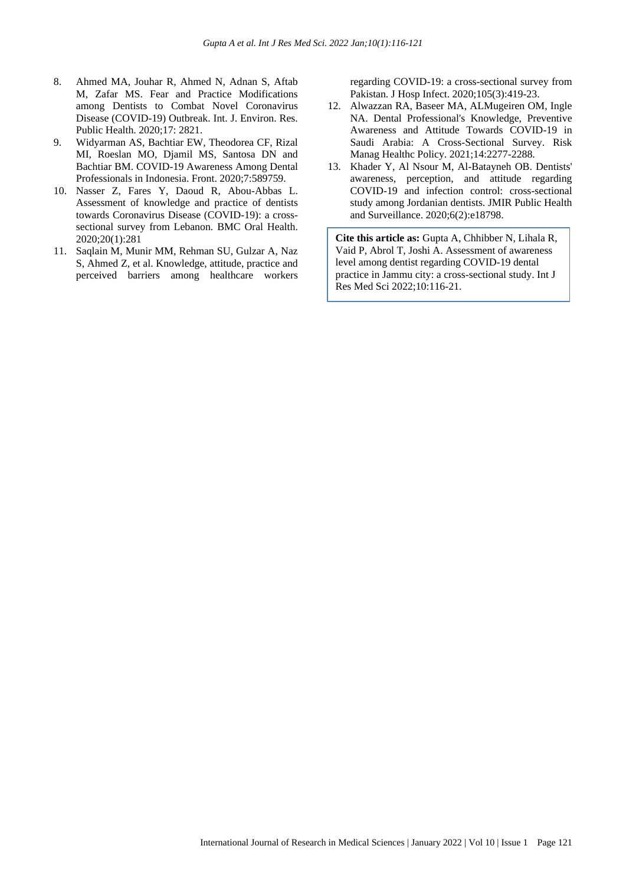8. Ahmed MA, Jouhar R, Ahmed N, Adnan S, Aftab M, Zafar MS. Fear and Practice Modifications among Dentists to Combat Novel Coronavirus Disease (COVID-19) Outbreak. Int. J. Environ. Res. Public Health. 2020;17: 2821.
9. Widyarman AS, Bachtiar EW, Theodorea CF, Rizal MI, Roeslan MO, Djamil MS, Santosa DN and Bachtiar BM. COVID-19 Awareness Among Dental Professionals in Indonesia. Front. 2020;7:589759.
10. Nasser Z, Fares Y, Daoud R, Abou-Abbas L. Assessment of knowledge and practice of dentists towards Coronavirus Disease (COVID-19): a cross-sectional survey from Lebanon. BMC Oral Health. 2020;20(1):281
11. Saqlain M, Munir MM, Rehman SU, Gulzar A, Naz S, Ahmed Z, et al. Knowledge, attitude, practice and perceived barriers among healthcare workers regarding COVID-19: a cross-sectional survey from Pakistan. J Hosp Infect. 2020;105(3):419-23.
12. Alwazzan RA, Baseer MA, ALMugeiren OM, Ingle NA. Dental Professional's Knowledge, Preventive Awareness and Attitude Towards COVID-19 in Saudi Arabia: A Cross-Sectional Survey. Risk Manag Healthc Policy. 2021;14:2277-2288.
13. Khader Y, Al Nsour M, Al-Batayneh OB. Dentists' awareness, perception, and attitude regarding COVID-19 and infection control: cross-sectional study among Jordanian dentists. JMIR Public Health and Surveillance. 2020;6(2):e18798.

**Cite this article as:** Gupta A, Chhibber N, Lihala R, Vaid P, Abrol T, Joshi A. Assessment of awareness level among dentist regarding COVID-19 dental practice in Jammu city: a cross-sectional study. Int J Res Med Sci 2022;10:116-21.